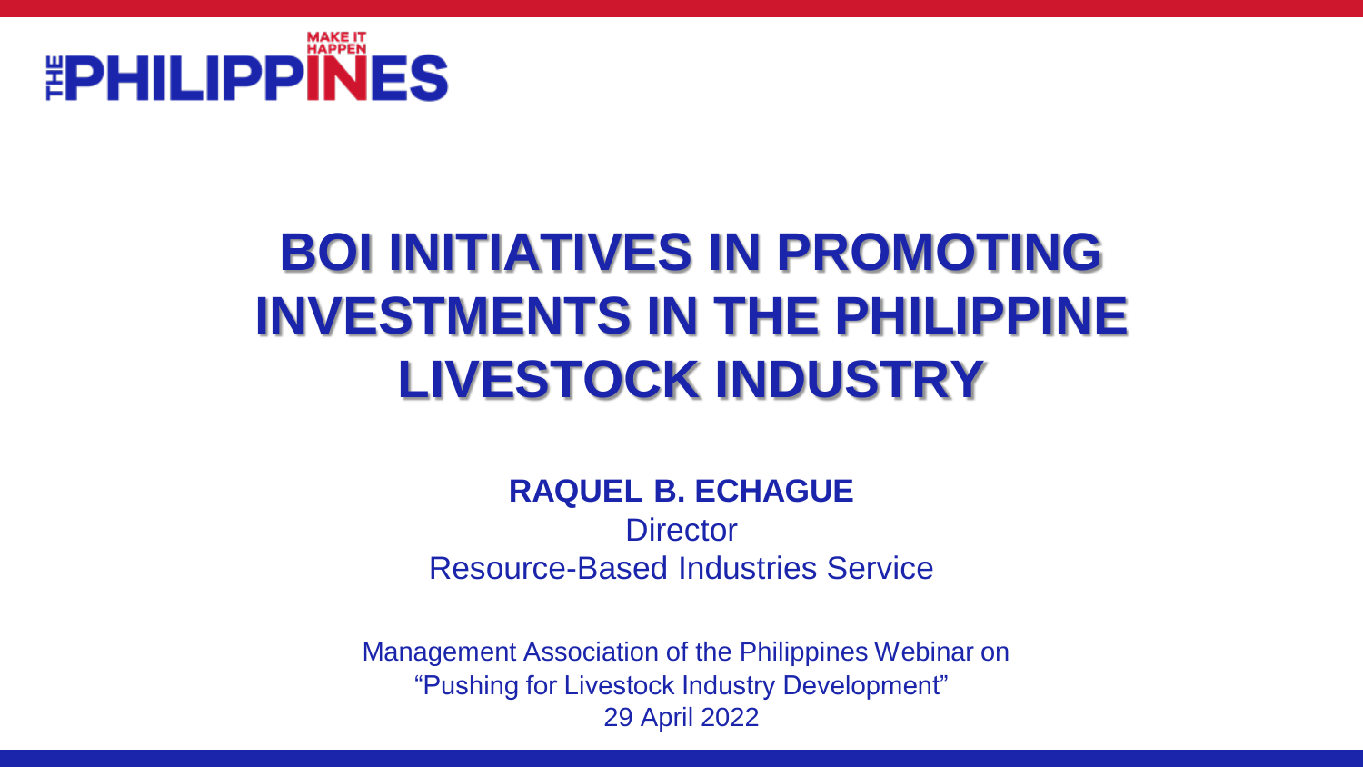THE PHILIPPINES MAKE IT HAPPEN

# BOI INITIATIVES IN PROMOTING INVESTMENTS IN THE PHILIPPINE LIVESTOCK INDUSTRY

**RAQUEL B. ECHAGUE**
Director
Resource-Based Industries Service

Management Association of the Philippines Webinar on
"Pushing for Livestock Industry Development"
29 April 2022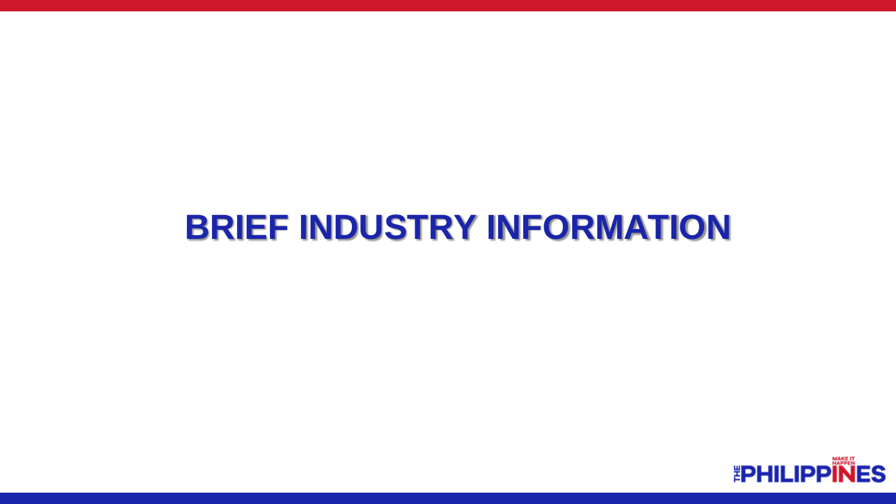# BRIEF INDUSTRY INFORMATION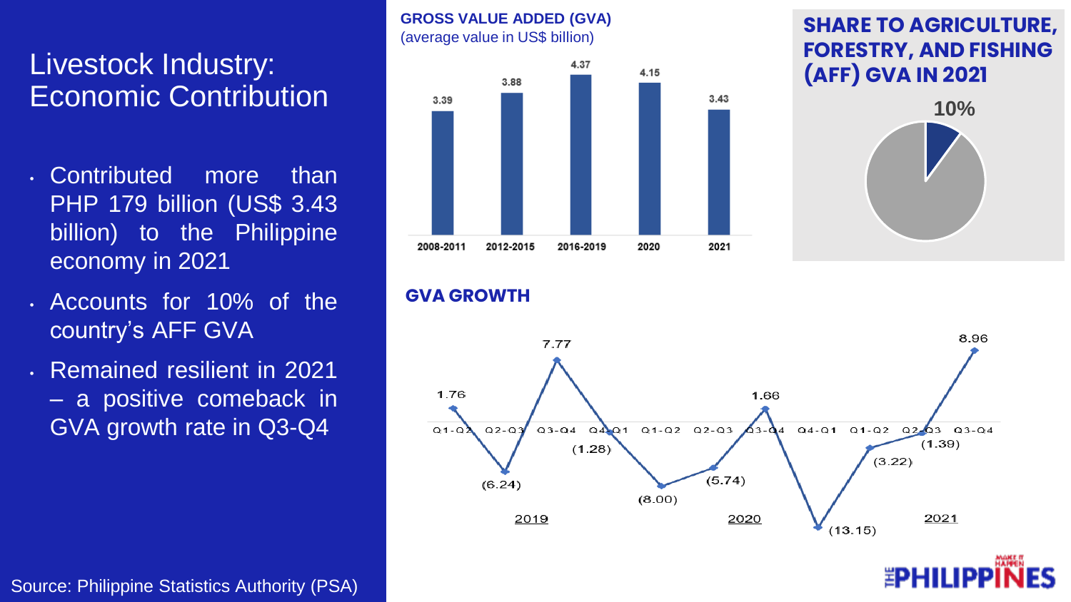# Livestock Industry: Economic Contribution

- Contributed more than PHP 179 billion (US$ 3.43 billion) to the Philippine economy in 2021
- Accounts for 10% of the country's AFF GVA
- Remained resilient in 2021 – a positive comeback in GVA growth rate in Q3-Q4

## GROSS VALUE ADDED (GVA)

(average value in US$ billion)

| Period | GVA |
| --- | --- |
| 2008-2011 | 3.39 |
| 2012-2015 | 3.88 |
| 2016-2019 | 4.37 |
| 2020 | 4.15 |
| 2021 | 3.43 |

## SHARE TO AGRICULTURE, FORESTRY, AND FISHING (AFF) GVA IN 2021

10%

## GVA GROWTH

| Year | Period | Growth |
| --- | --- | --- |
| 2019 | Q1-Q2 | 1.76 |
| | Q2-Q3 | (6.24) |
| | Q3-Q4 | 7.77 |
| | Q4-Q1 | (1.28) |
| 2020 | Q1-Q2 | (8.00) |
| | Q2-Q3 | (5.74) |
| | Q3-Q4 | 1.66 |
| | Q4-Q1 | (13.15) |
| 2021 | Q1-Q2 | (3.22) |
| | Q2-Q3 | (1.39) |
| | Q3-Q4 | 8.96 |

Source: Philippine Statistics Authority (PSA)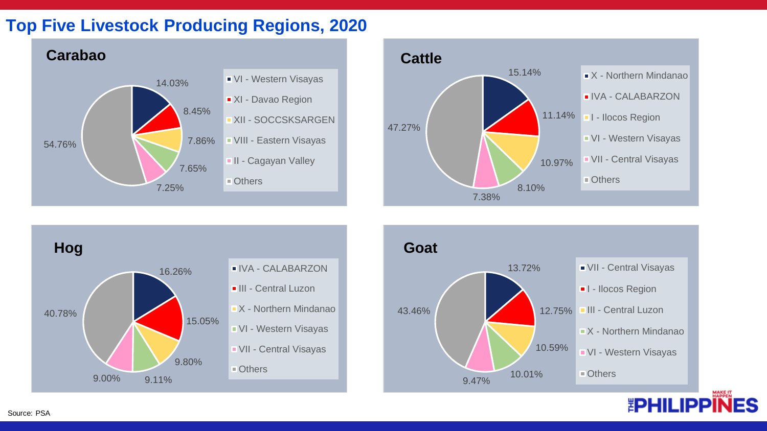# Top Five Livestock Producing Regions, 2020

### Carabao

| Region | Share |
|---|---|
| VI - Western Visayas | 14.03% |
| XI - Davao Region | 8.45% |
| XII - SOCCSKSARGEN | 7.86% |
| VIII - Eastern Visayas | 7.65% |
| II - Cagayan Valley | 7.25% |
| Others | 54.76% |

### Cattle

| Region | Share |
|---|---|
| X - Northern Mindanao | 15.14% |
| IVA - CALABARZON | 11.14% |
| I - Ilocos Region | 10.97% |
| VI - Western Visayas | 8.10% |
| VII - Central Visayas | 7.38% |
| Others | 47.27% |

### Hog

| Region | Share |
|---|---|
| IVA - CALABARZON | 16.26% |
| III - Central Luzon | 15.05% |
| X - Northern Mindanao | 9.80% |
| VI - Western Visayas | 9.11% |
| VII - Central Visayas | 9.00% |
| Others | 40.78% |

### Goat

| Region | Share |
|---|---|
| VII - Central Visayas | 13.72% |
| I - Ilocos Region | 12.75% |
| III - Central Luzon | 10.59% |
| X - Northern Mindanao | 10.01% |
| VI - Western Visayas | 9.47% |
| Others | 43.46% |

Source: PSA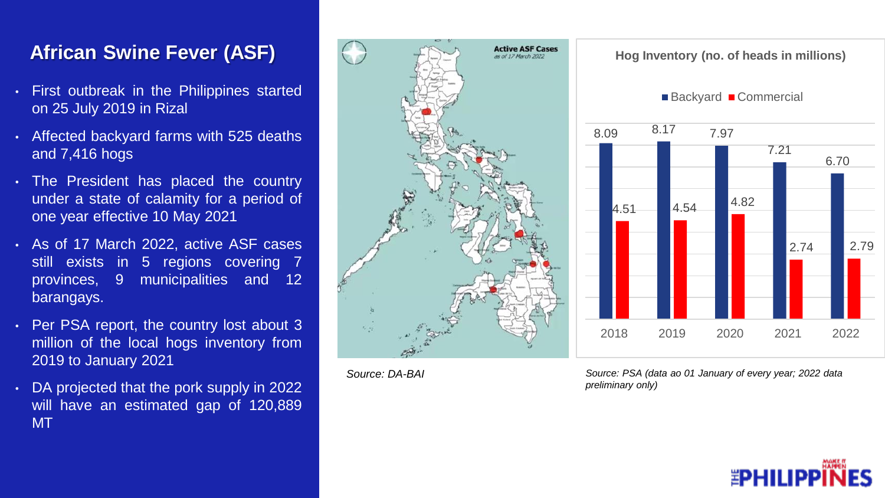# African Swine Fever (ASF)

- First outbreak in the Philippines started on 25 July 2019 in Rizal
- Affected backyard farms with 525 deaths and 7,416 hogs
- The President has placed the country under a state of calamity for a period of one year effective 10 May 2021
- As of 17 March 2022, active ASF cases still exists in 5 regions covering 7 provinces, 9 municipalities and 12 barangays.
- Per PSA report, the country lost about 3 million of the local hogs inventory from 2019 to January 2021
- DA projected that the pork supply in 2022 will have an estimated gap of 120,889 MT

**Active ASF Cases**
*as of 17 March 2022*

*Source: DA-BAI*

**Hog Inventory (no. of heads in millions)**

| Year | Backyard | Commercial |
|---|---|---|
| 2018 | 8.09 | 4.51 |
| 2019 | 8.17 | 4.54 |
| 2020 | 7.97 | 4.82 |
| 2021 | 7.21 | 2.74 |
| 2022 | 6.70 | 2.79 |

*Source: PSA (data ao 01 January of every year; 2022 data preliminary only)*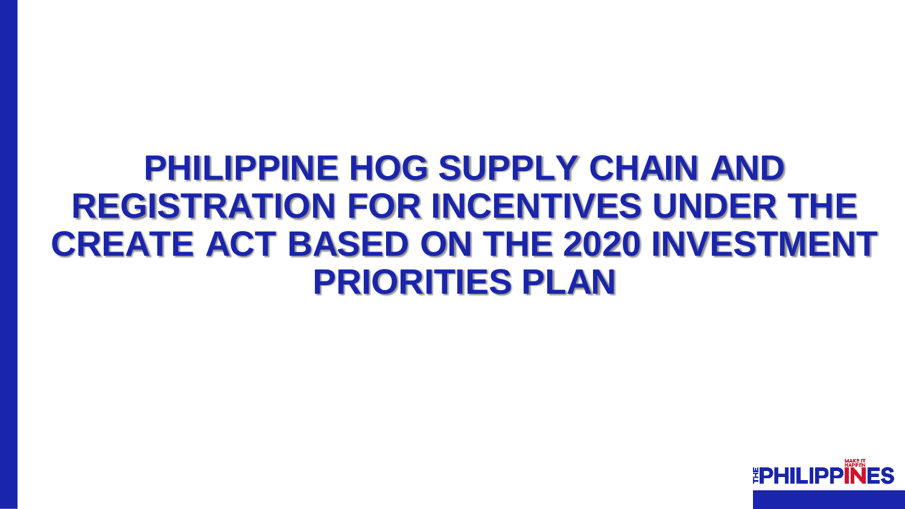# PHILIPPINE HOG SUPPLY CHAIN AND REGISTRATION FOR INCENTIVES UNDER THE CREATE ACT BASED ON THE 2020 INVESTMENT PRIORITIES PLAN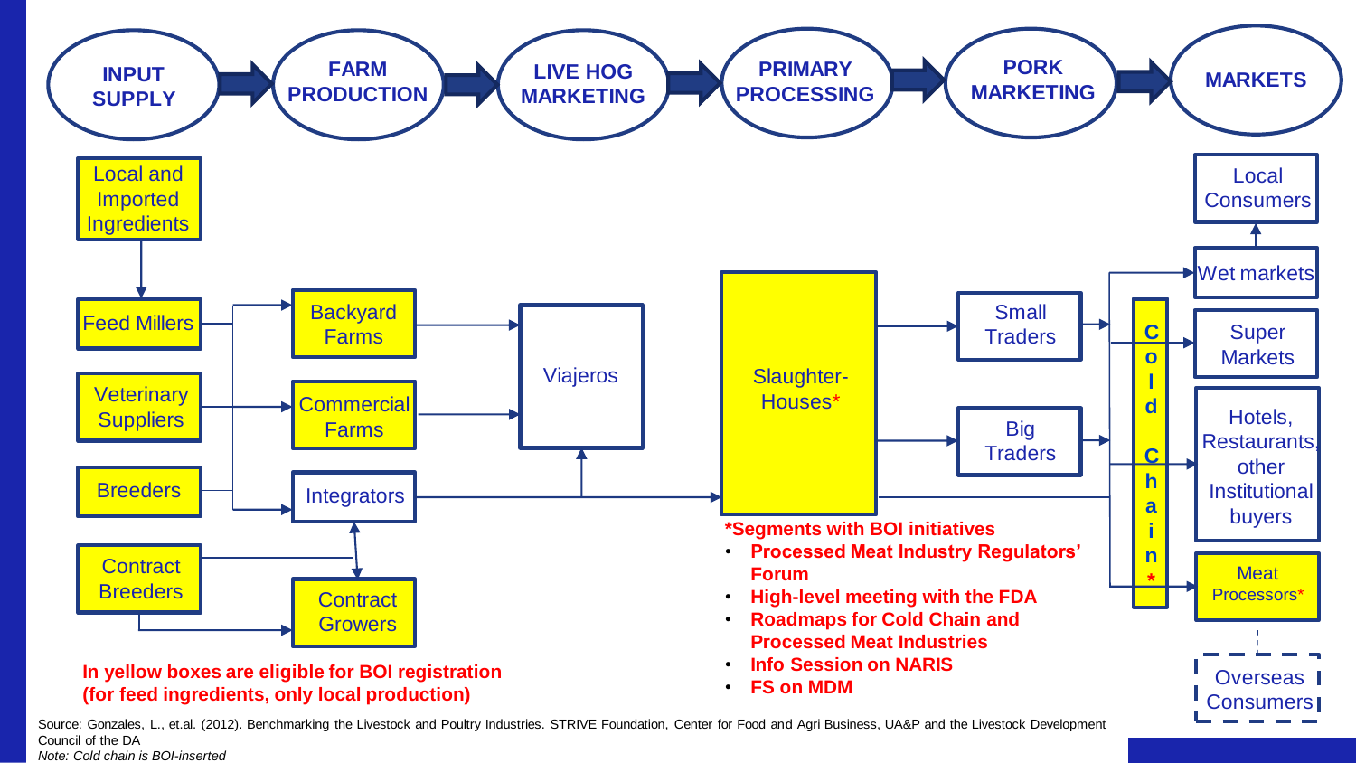INPUT SUPPLY → FARM PRODUCTION → LIVE HOG MARKETING → PRIMARY PROCESSING → PORK MARKETING → MARKETS

**Input Supply**
- Local and Imported Ingredients
- Feed Millers
- Veterinary Suppliers
- Breeders
- Contract Breeders

**Farm Production**
- Backyard Farms
- Commercial Farms
- Integrators
- Contract Growers

**Live Hog Marketing**
- Viajeros

**Primary Processing**
- Slaughter-Houses*

**Pork Marketing**
- Small Traders
- Big Traders
- Cold Chain*

**Markets**
- Local Consumers
- Wet markets
- Super Markets
- Hotels, Restaurants, other Institutional buyers
- Meat Processors*
- Overseas Consumers

**In yellow boxes are eligible for BOI registration (for feed ingredients, only local production)**

**\*Segments with BOI initiatives**

- **Processed Meat Industry Regulators' Forum**
- **High-level meeting with the FDA**
- **Roadmaps for Cold Chain and Processed Meat Industries**
- **Info Session on NARIS**
- **FS on MDM**

Source: Gonzales, L., et.al. (2012). Benchmarking the Livestock and Poultry Industries. STRIVE Foundation, Center for Food and Agri Business, UA&P and the Livestock Development Council of the DA

*Note: Cold chain is BOI-inserted*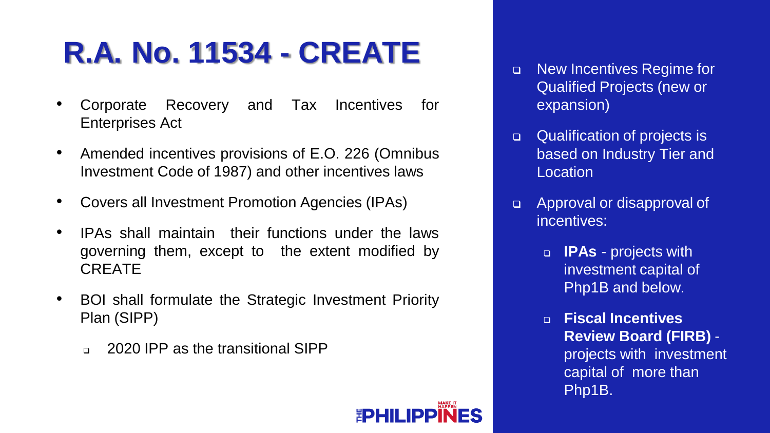# R.A. No. 11534 - CREATE

- Corporate Recovery and Tax Incentives for Enterprises Act
- Amended incentives provisions of E.O. 226 (Omnibus Investment Code of 1987) and other incentives laws
- Covers all Investment Promotion Agencies (IPAs)
- IPAs shall maintain their functions under the laws governing them, except to the extent modified by CREATE
- BOI shall formulate the Strategic Investment Priority Plan (SIPP)
  - 2020 IPP as the transitional SIPP

- New Incentives Regime for Qualified Projects (new or expansion)
- Qualification of projects is based on Industry Tier and Location
- Approval or disapproval of incentives:
  - **IPAs** - projects with investment capital of Php1B and below.
  - **Fiscal Incentives Review Board (FIRB)** - projects with investment capital of more than Php1B.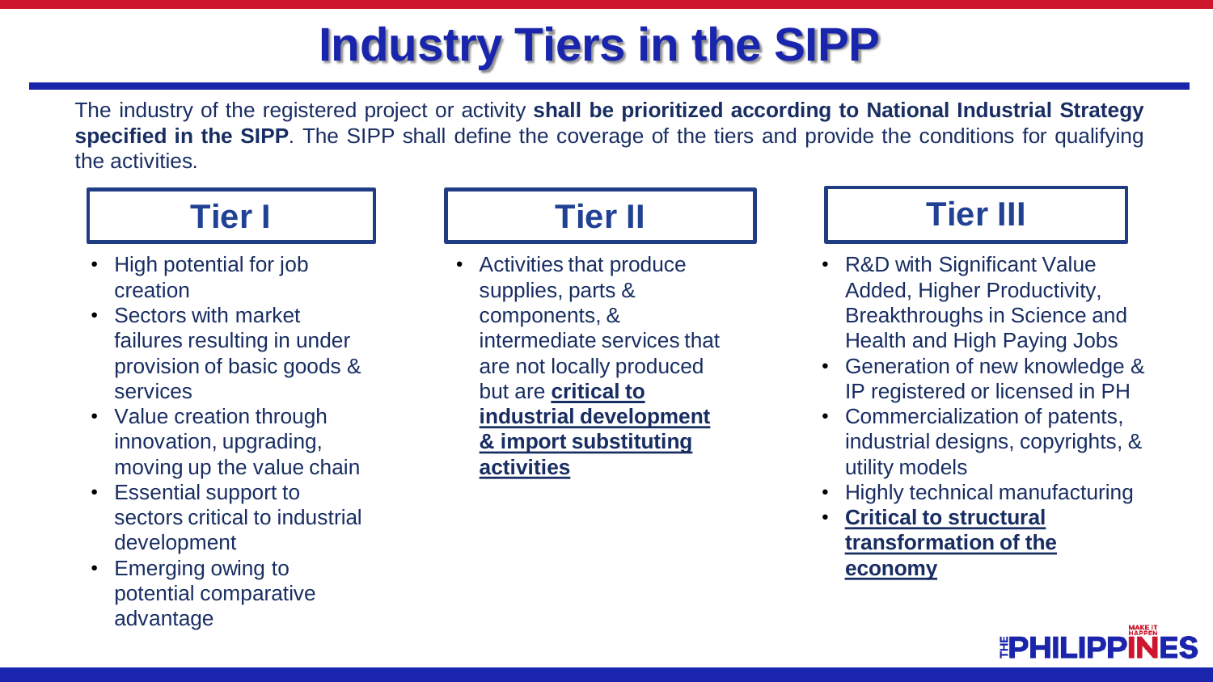# Industry Tiers in the SIPP

The industry of the registered project or activity **shall be prioritized according to National Industrial Strategy specified in the SIPP**. The SIPP shall define the coverage of the tiers and provide the conditions for qualifying the activities.

## Tier I

- High potential for job creation
- Sectors with market failures resulting in under provision of basic goods & services
- Value creation through innovation, upgrading, moving up the value chain
- Essential support to sectors critical to industrial development
- Emerging owing to potential comparative advantage

## Tier II

- Activities that produce supplies, parts & components, & intermediate services that are not locally produced but are **critical to industrial development & import substituting activities**

## Tier III

- R&D with Significant Value Added, Higher Productivity, Breakthroughs in Science and Health and High Paying Jobs
- Generation of new knowledge & IP registered or licensed in PH
- Commercialization of patents, industrial designs, copyrights, & utility models
- Highly technical manufacturing
- **Critical to structural transformation of the economy**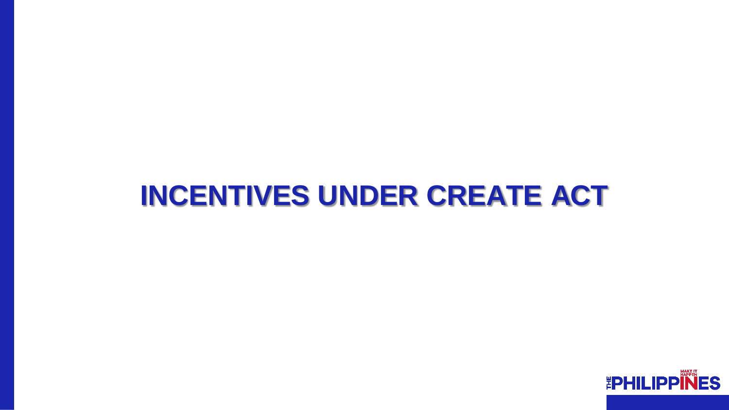# INCENTIVES UNDER CREATE ACT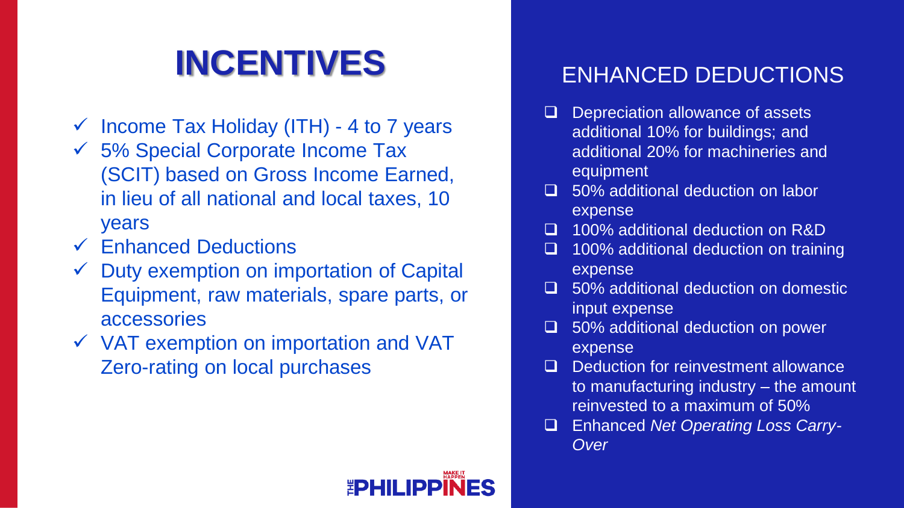# INCENTIVES

- ✓ Income Tax Holiday (ITH) - 4 to 7 years
- ✓ 5% Special Corporate Income Tax (SCIT) based on Gross Income Earned, in lieu of all national and local taxes, 10 years
- ✓ Enhanced Deductions
- ✓ Duty exemption on importation of Capital Equipment, raw materials, spare parts, or accessories
- ✓ VAT exemption on importation and VAT Zero-rating on local purchases

## ENHANCED DEDUCTIONS

- ❑ Depreciation allowance of assets additional 10% for buildings; and additional 20% for machineries and equipment
- ❑ 50% additional deduction on labor expense
- ❑ 100% additional deduction on R&D
- ❑ 100% additional deduction on training expense
- ❑ 50% additional deduction on domestic input expense
- ❑ 50% additional deduction on power expense
- ❑ Deduction for reinvestment allowance to manufacturing industry – the amount reinvested to a maximum of 50%
- ❑ Enhanced *Net Operating Loss Carry-Over*

THE PHILIPPINES MAKE IT HAPPEN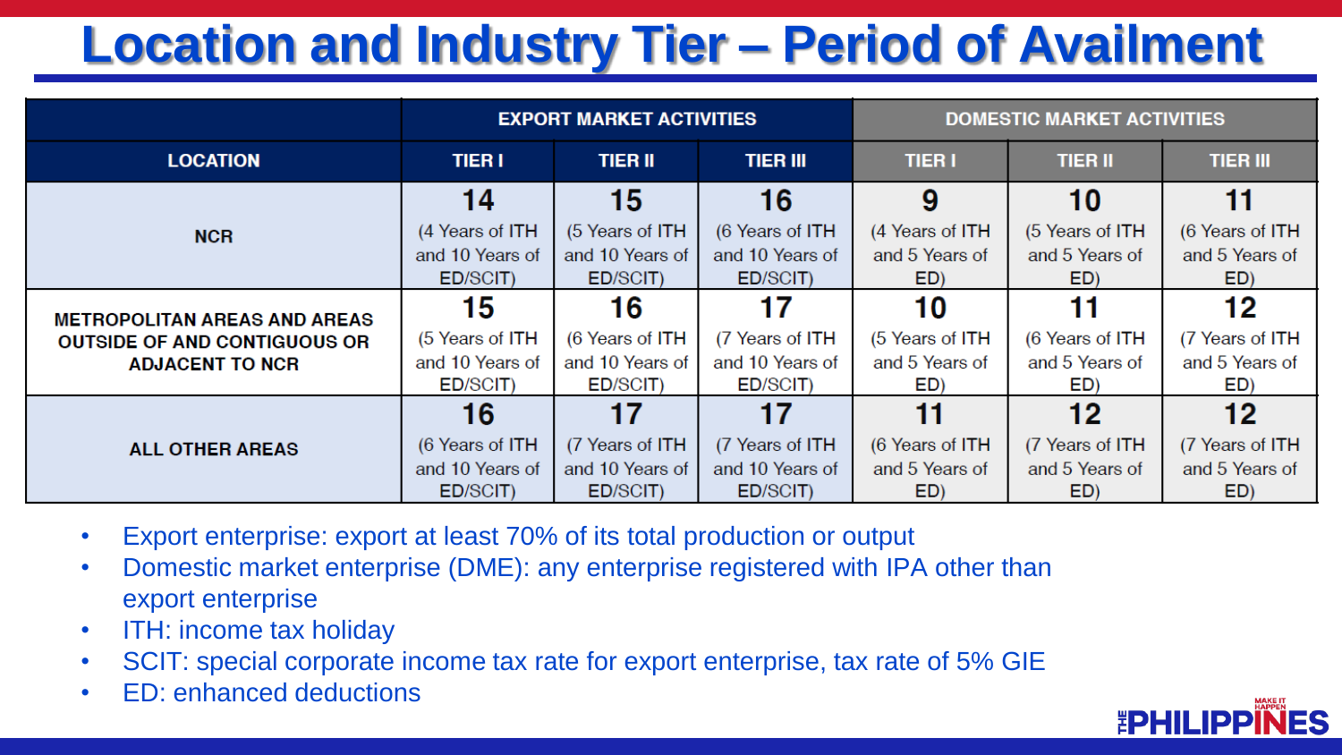# Location and Industry Tier – Period of Availment

| LOCATION | EXPORT MARKET ACTIVITIES | | | DOMESTIC MARKET ACTIVITIES | | |
|---|---|---|---|---|---|---|
| | TIER I | TIER II | TIER III | TIER I | TIER II | TIER III |
| NCR | **14** (4 Years of ITH and 10 Years of ED/SCIT) | **15** (5 Years of ITH and 10 Years of ED/SCIT) | **16** (6 Years of ITH and 10 Years of ED/SCIT) | **9** (4 Years of ITH and 5 Years of ED) | **10** (5 Years of ITH and 5 Years of ED) | **11** (6 Years of ITH and 5 Years of ED) |
| METROPOLITAN AREAS AND AREAS OUTSIDE OF AND CONTIGUOUS OR ADJACENT TO NCR | **15** (5 Years of ITH and 10 Years of ED/SCIT) | **16** (6 Years of ITH and 10 Years of ED/SCIT) | **17** (7 Years of ITH and 10 Years of ED/SCIT) | **10** (5 Years of ITH and 5 Years of ED) | **11** (6 Years of ITH and 5 Years of ED) | **12** (7 Years of ITH and 5 Years of ED) |
| ALL OTHER AREAS | **16** (6 Years of ITH and 10 Years of ED/SCIT) | **17** (7 Years of ITH and 10 Years of ED/SCIT) | **17** (7 Years of ITH and 10 Years of ED/SCIT) | **11** (6 Years of ITH and 5 Years of ED) | **12** (7 Years of ITH and 5 Years of ED) | **12** (7 Years of ITH and 5 Years of ED) |

- Export enterprise: export at least 70% of its total production or output
- Domestic market enterprise (DME): any enterprise registered with IPA other than export enterprise
- ITH: income tax holiday
- SCIT: special corporate income tax rate for export enterprise, tax rate of 5% GIE
- ED: enhanced deductions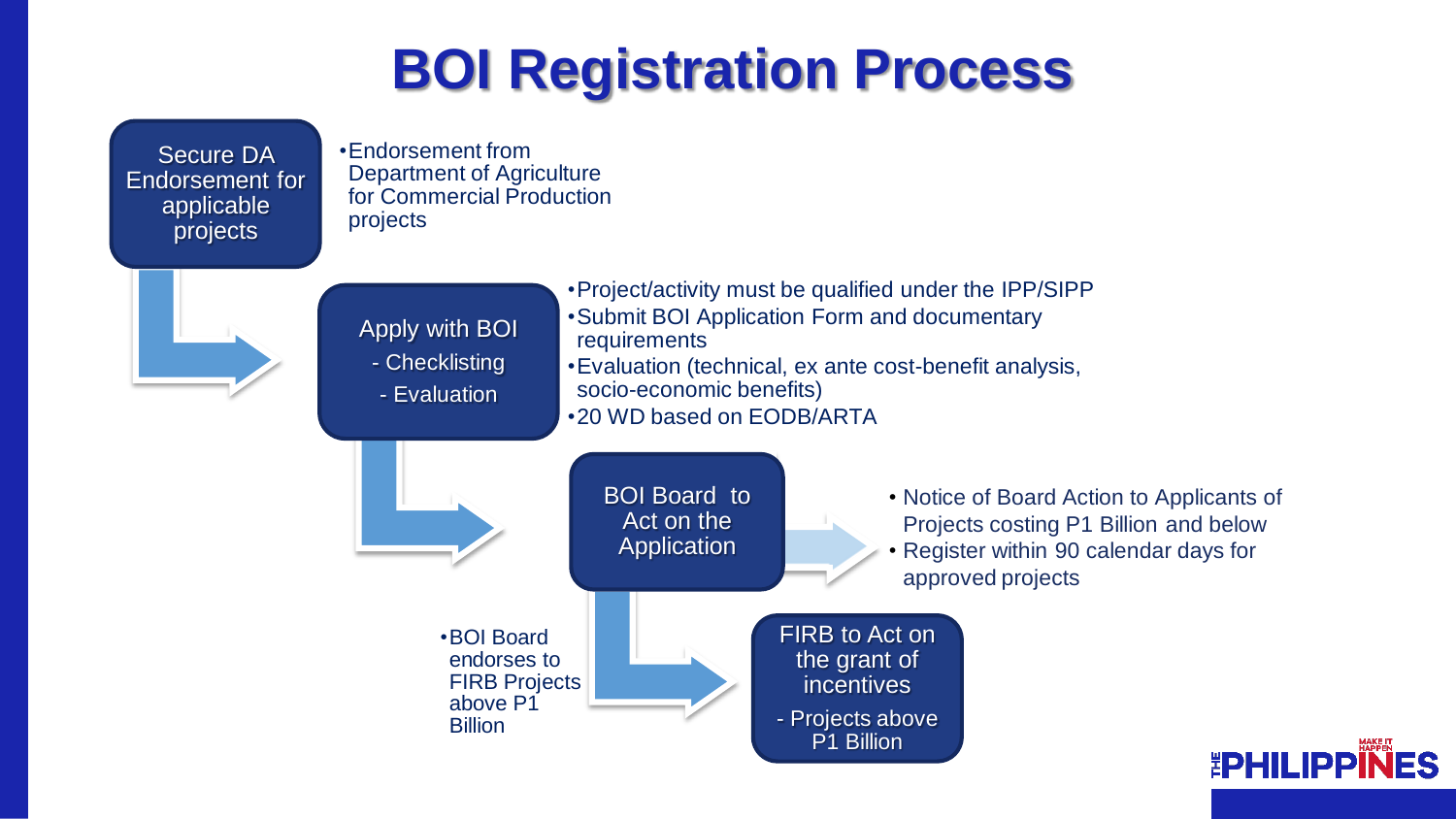# BOI Registration Process

**Secure DA Endorsement for applicable projects**

- Endorsement from Department of Agriculture for Commercial Production projects

**Apply with BOI**
- Checklisting
- Evaluation

- Project/activity must be qualified under the IPP/SIPP
- Submit BOI Application Form and documentary requirements
- Evaluation (technical, ex ante cost-benefit analysis, socio-economic benefits)
- 20 WD based on EODB/ARTA

**BOI Board to Act on the Application**

- Notice of Board Action to Applicants of Projects costing P1 Billion and below
- Register within 90 calendar days for approved projects

- BOI Board endorses to FIRB Projects above P1 Billion

**FIRB to Act on the grant of incentives**
- Projects above P1 Billion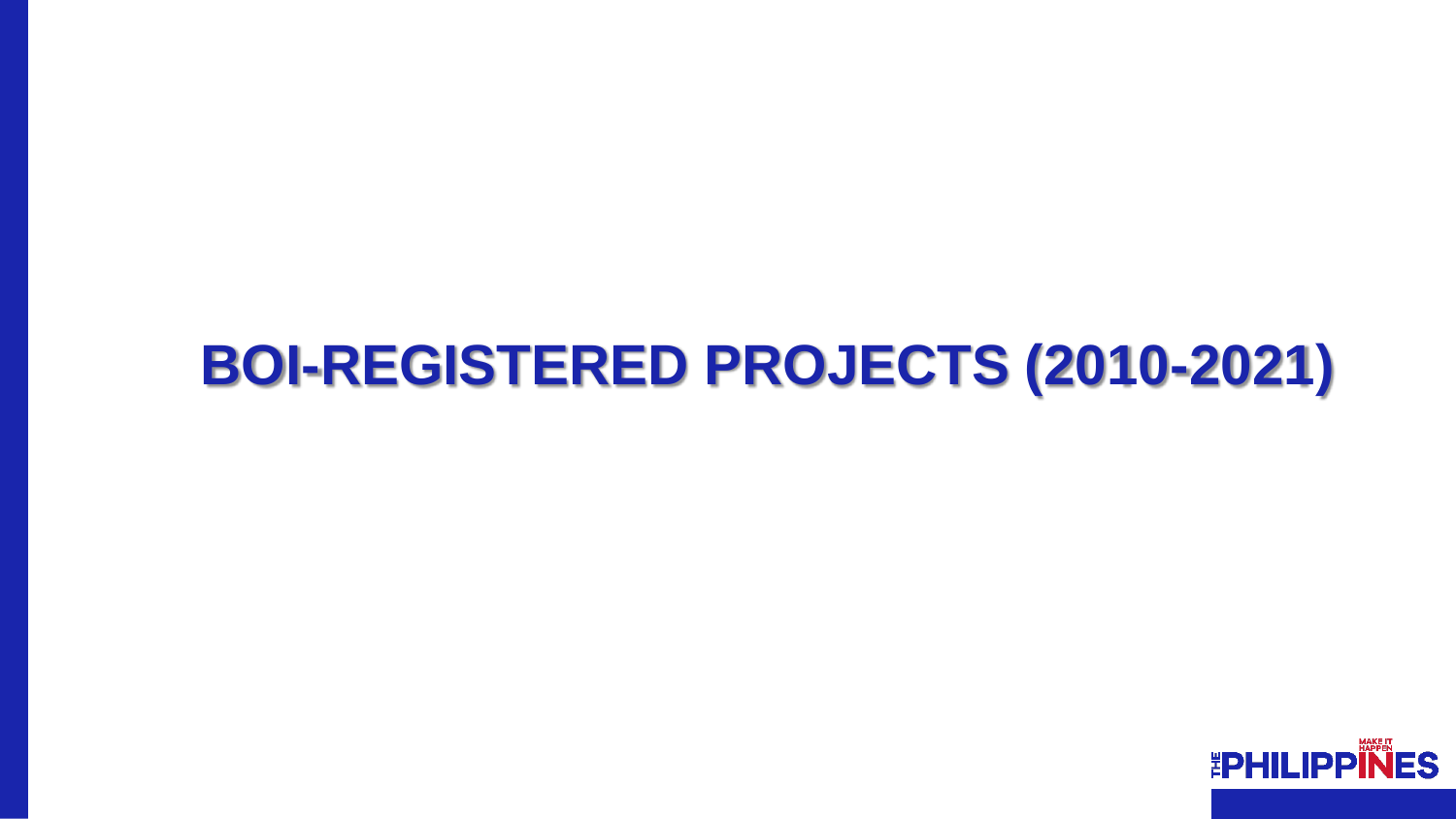# BOI-REGISTERED PROJECTS (2010-2021)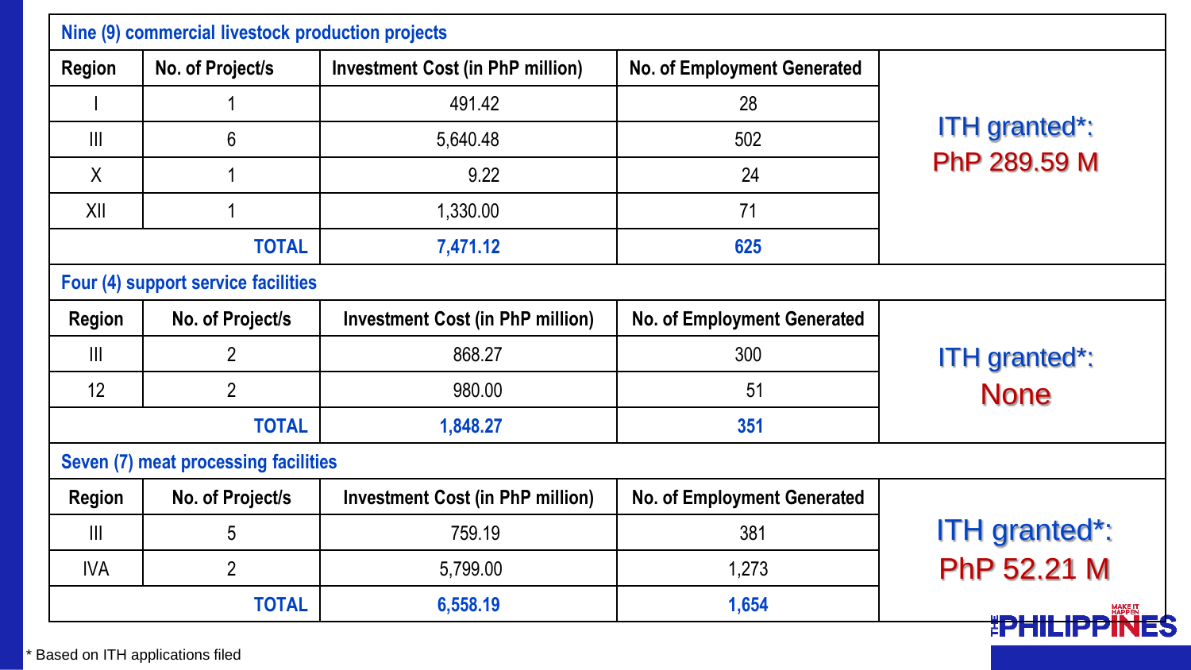### Nine (9) commercial livestock production projects

| Region | No. of Project/s | Investment Cost (in PhP million) | No. of Employment Generated | |
|---|---|---|---|---|
| I | 1 | 491.42 | 28 | ITH granted*: PhP 289.59 M |
| III | 6 | 5,640.48 | 502 | |
| X | 1 | 9.22 | 24 | |
| XII | 1 | 1,330.00 | 71 | |
| | **TOTAL** | **7,471.12** | **625** | |

### Four (4) support service facilities

| Region | No. of Project/s | Investment Cost (in PhP million) | No. of Employment Generated | |
|---|---|---|---|---|
| III | 2 | 868.27 | 300 | ITH granted*: None |
| 12 | 2 | 980.00 | 51 | |
| | **TOTAL** | **1,848.27** | **351** | |

### Seven (7) meat processing facilities

| Region | No. of Project/s | Investment Cost (in PhP million) | No. of Employment Generated | |
|---|---|---|---|---|
| III | 5 | 759.19 | 381 | ITH granted*: PhP 52.21 M |
| IVA | 2 | 5,799.00 | 1,273 | |
| | **TOTAL** | **6,558.19** | **1,654** | |

\* Based on ITH applications filed

THE PHILIPPINES MAKE IT HAPPEN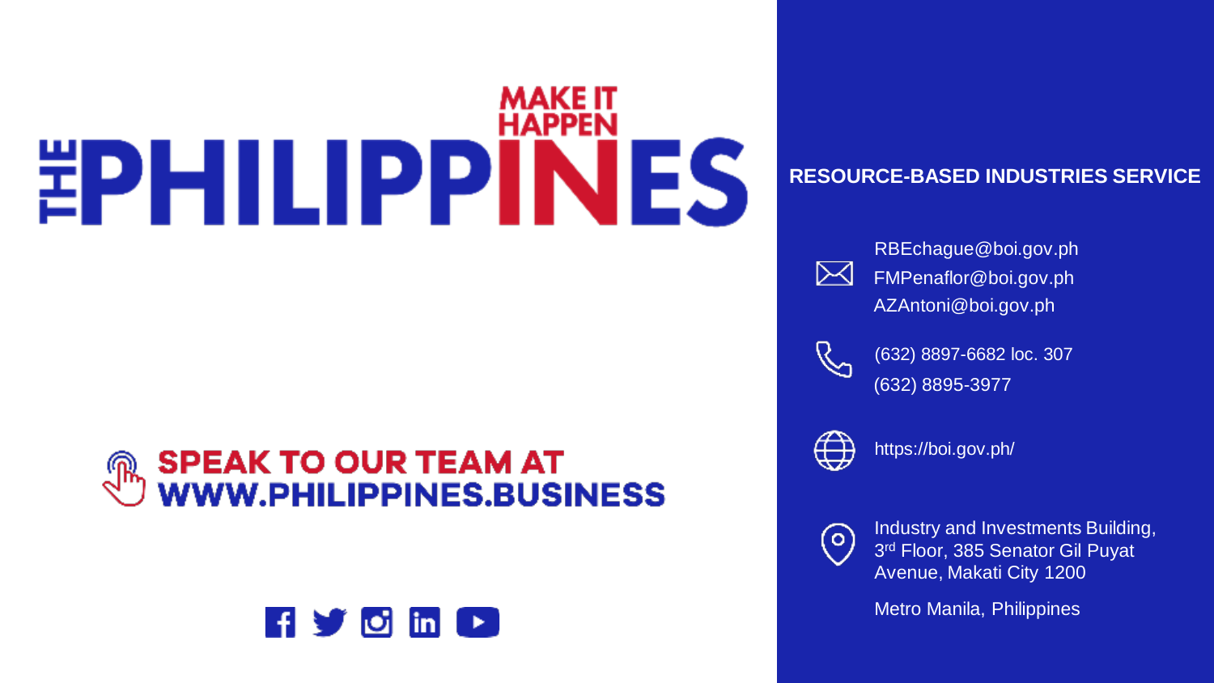THE PHILIPPINES

MAKE IT HAPPEN

SPEAK TO OUR TEAM AT WWW.PHILIPPINES.BUSINESS

## RESOURCE-BASED INDUSTRIES SERVICE

RBEchague@boi.gov.ph
FMPenaflor@boi.gov.ph
AZAntoni@boi.gov.ph

(632) 8897-6682 loc. 307
(632) 8895-3977

https://boi.gov.ph/

Industry and Investments Building, 3rd Floor, 385 Senator Gil Puyat Avenue, Makati City 1200

Metro Manila, Philippines